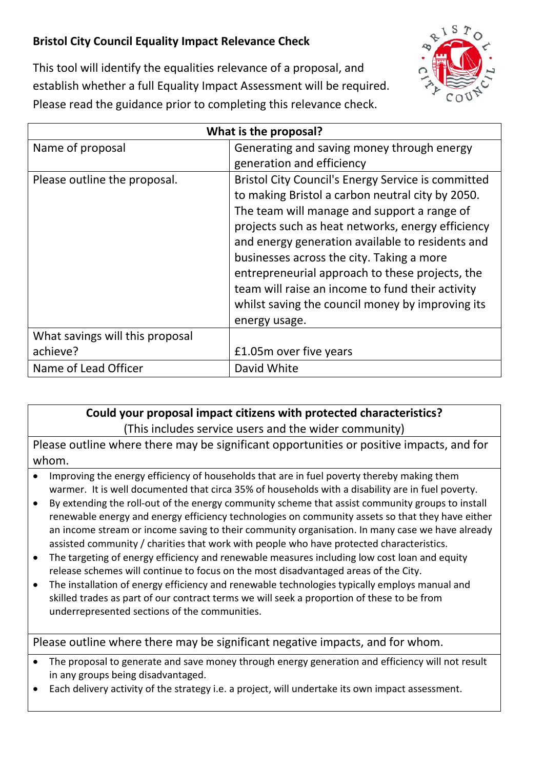## Bristol City Council Equality Impact Relevance Check

This tool will identify the equalities relevance of a proposal, and establish whether a full Equality Impact Assessment will be required. Please read the guidance prior to completing this relevance check.

| What is the proposal? | |
|---|---|
| Name of proposal | Generating and saving money through energy generation and efficiency |
| Please outline the proposal. | Bristol City Council's Energy Service is committed to making Bristol a carbon neutral city by 2050. The team will manage and support a range of projects such as heat networks, energy efficiency and energy generation available to residents and businesses across the city. Taking a more entrepreneurial approach to these projects, the team will raise an income to fund their activity whilst saving the council money by improving its energy usage. |
| What savings will this proposal achieve? | £1.05m over five years |
| Name of Lead Officer | David White |

**Could your proposal impact citizens with protected characteristics?**
(This includes service users and the wider community)

Please outline where there may be significant opportunities or positive impacts, and for whom.

- Improving the energy efficiency of households that are in fuel poverty thereby making them warmer. It is well documented that circa 35% of households with a disability are in fuel poverty.
- By extending the roll-out of the energy community scheme that assist community groups to install renewable energy and energy efficiency technologies on community assets so that they have either an income stream or income saving to their community organisation. In many case we have already assisted community / charities that work with people who have protected characteristics.
- The targeting of energy efficiency and renewable measures including low cost loan and equity release schemes will continue to focus on the most disadvantaged areas of the City.
- The installation of energy efficiency and renewable technologies typically employs manual and skilled trades as part of our contract terms we will seek a proportion of these to be from underrepresented sections of the communities.

Please outline where there may be significant negative impacts, and for whom.

- The proposal to generate and save money through energy generation and efficiency will not result in any groups being disadvantaged.
- Each delivery activity of the strategy i.e. a project, will undertake its own impact assessment.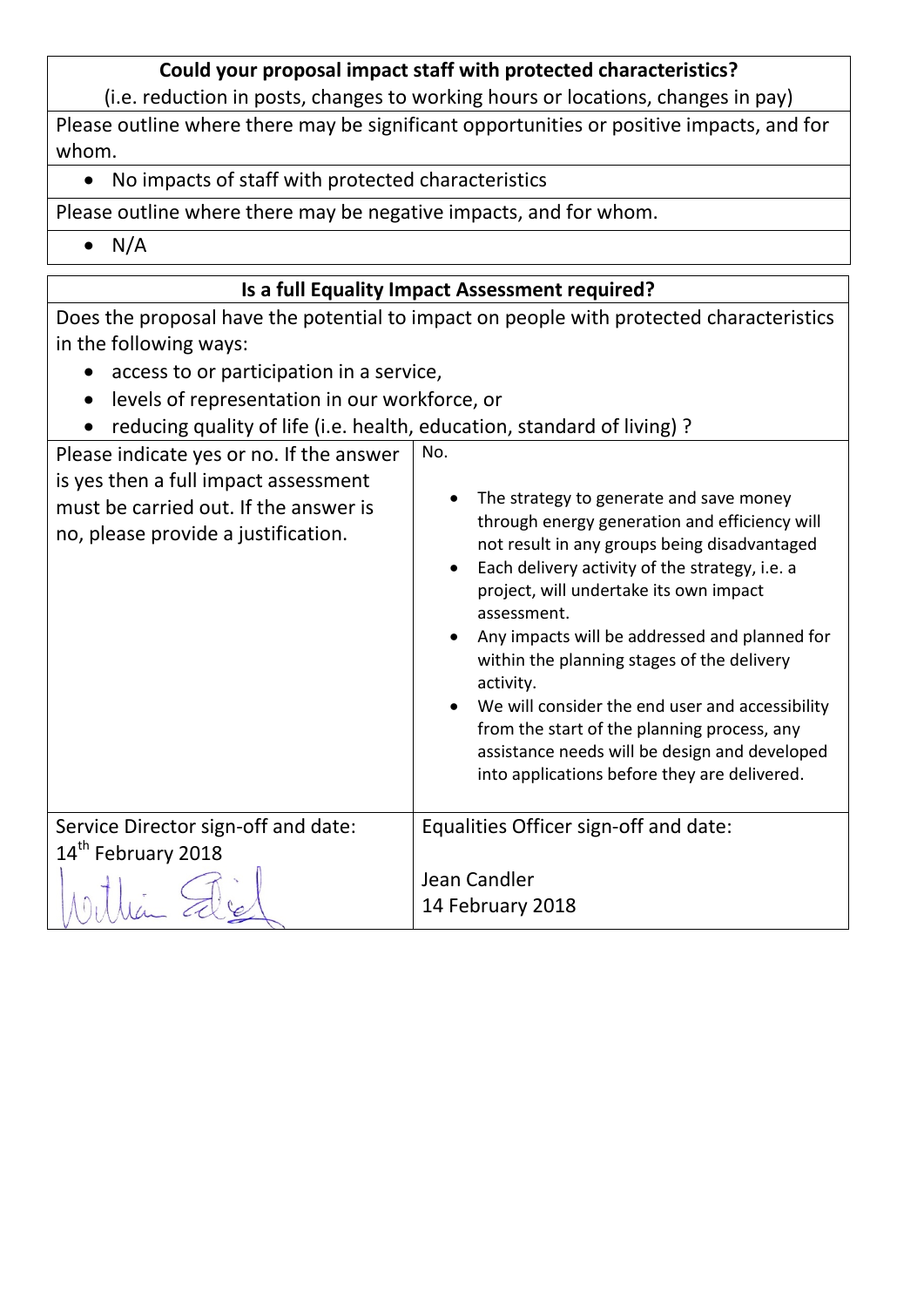| **Could your proposal impact staff with protected characteristics?**<br>(i.e. reduction in posts, changes to working hours or locations, changes in pay) |
|---|
| Please outline where there may be significant opportunities or positive impacts, and for whom. |
| • No impacts of staff with protected characteristics |
| Please outline where there may be negative impacts, and for whom. |
| • N/A |

| **Is a full Equality Impact Assessment required?** | |
|---|---|
| Does the proposal have the potential to impact on people with protected characteristics in the following ways:<br>• access to or participation in a service,<br>• levels of representation in our workforce, or<br>• reducing quality of life (i.e. health, education, standard of living) ? | |
| Please indicate yes or no. If the answer is yes then a full impact assessment must be carried out. If the answer is no, please provide a justification. | No.<br>• The strategy to generate and save money through energy generation and efficiency will not result in any groups being disadvantaged<br>• Each delivery activity of the strategy, i.e. a project, will undertake its own impact assessment.<br>• Any impacts will be addressed and planned for within the planning stages of the delivery activity.<br>• We will consider the end user and accessibility from the start of the planning process, any assistance needs will be design and developed into applications before they are delivered. |
| Service Director sign-off and date:<br>14th February 2018 | Equalities Officer sign-off and date:<br><br>Jean Candler<br>14 February 2018 |